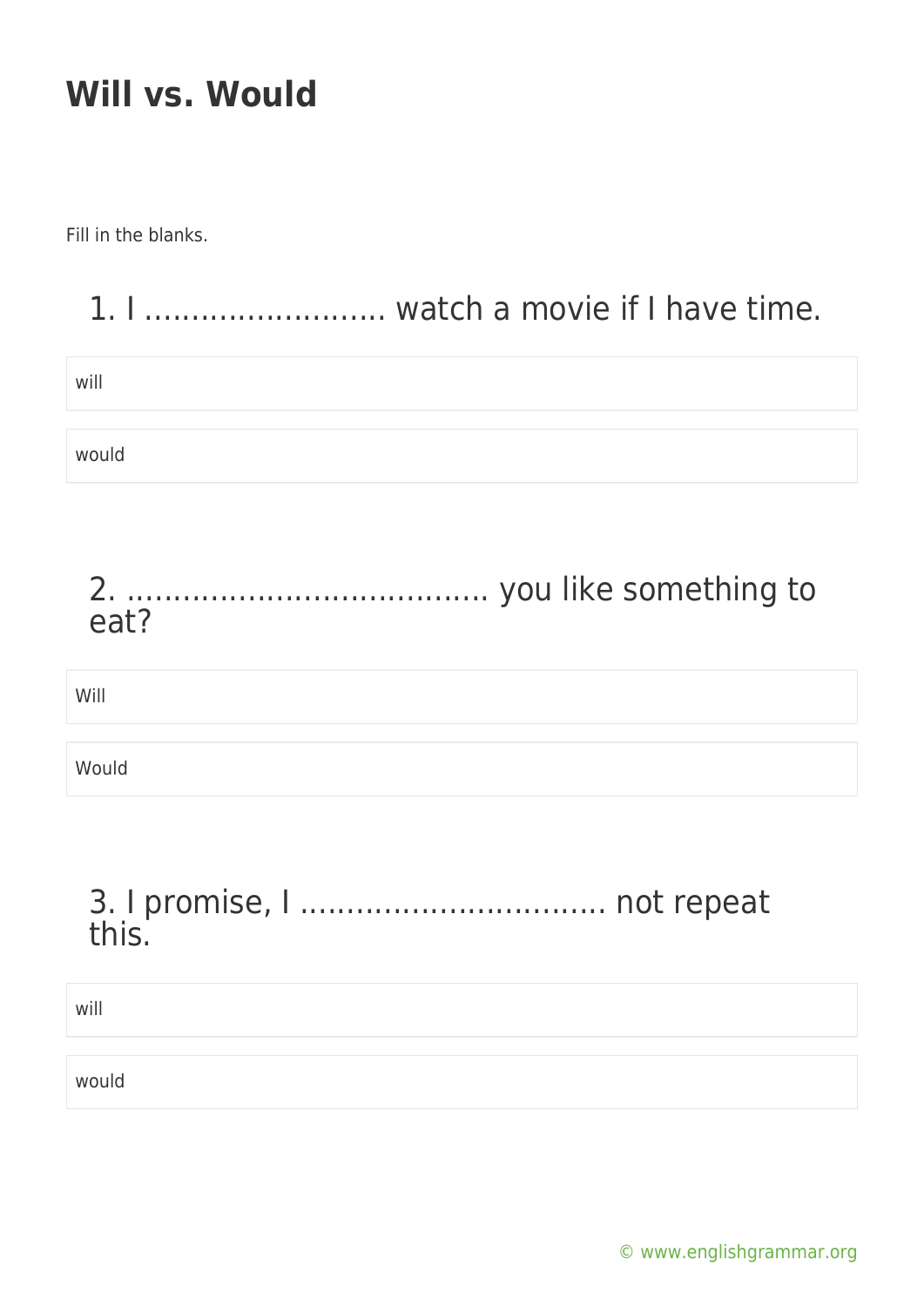# Will vs. Would

Fill in the blanks.

## 1. I .......................... watch a movie if I have time.

will

would

## 2. ...................................... you like something to eat?

Will

Would

## 3. I promise, I ................................ not repeat this.

will

would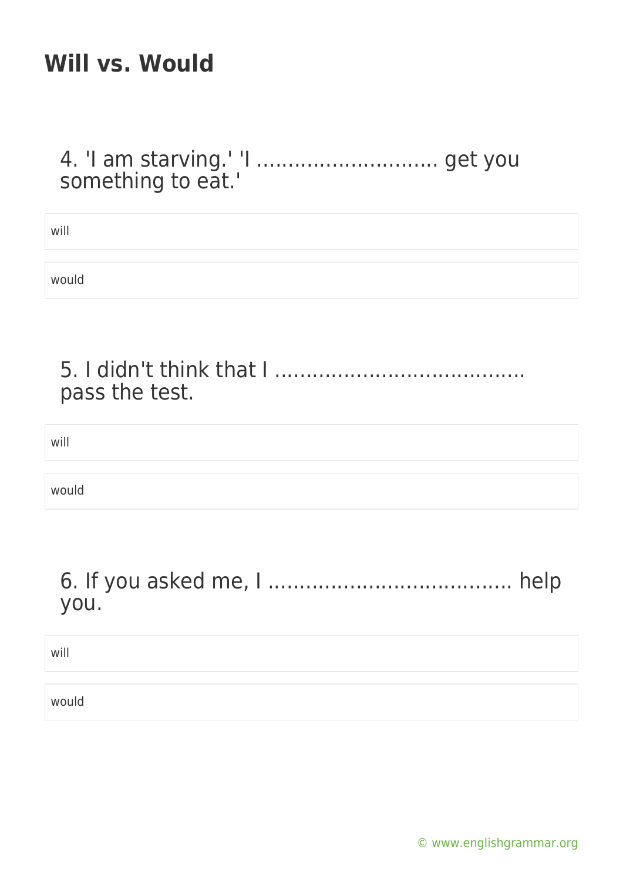# Will vs. Would

4. 'I am starving.' 'I ............................ get you something to eat.'

will

would

5. I didn't think that I ....................................... pass the test.

will

would

6. If you asked me, I ...................................... help you.

will

would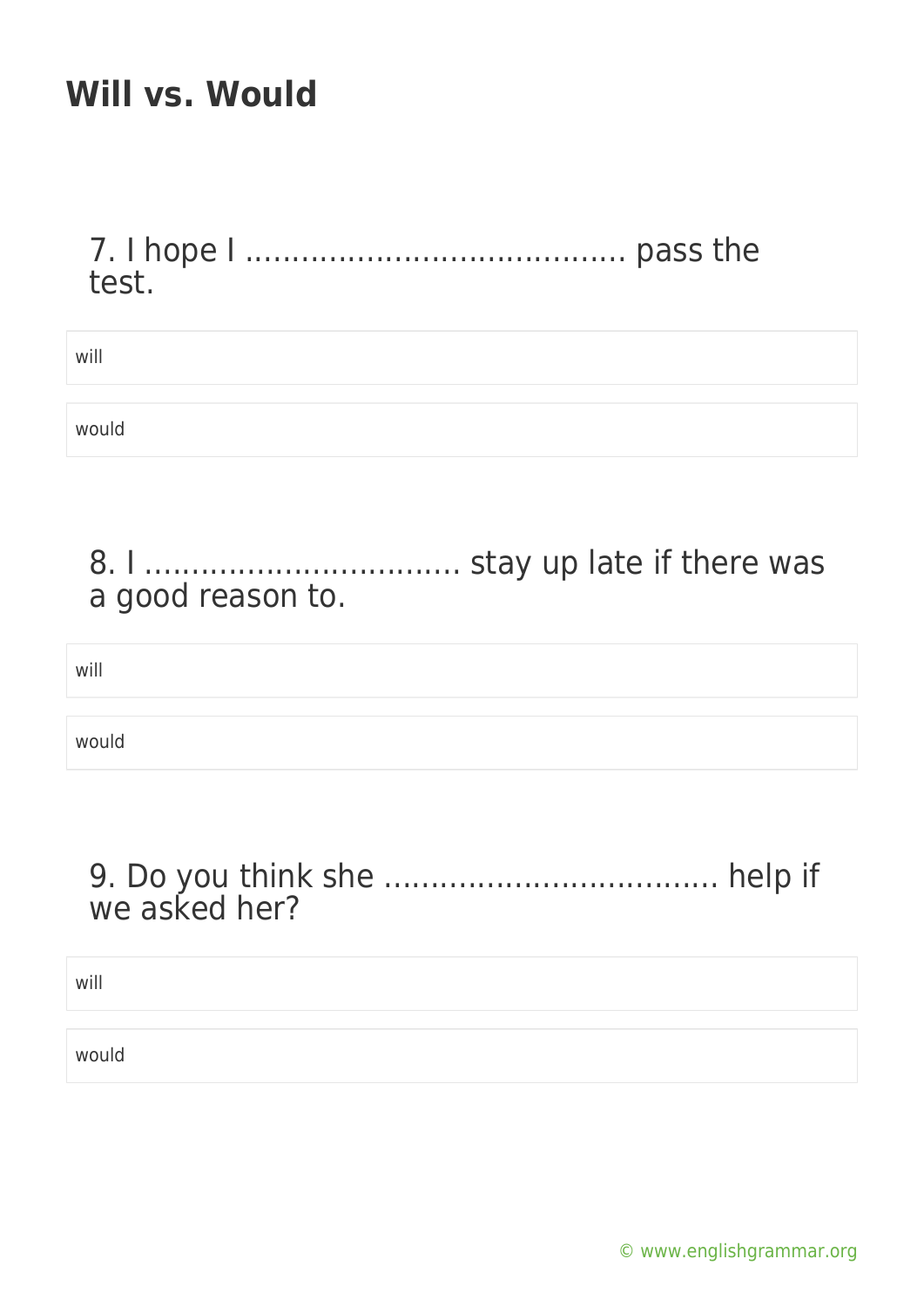# Will vs. Would

7. I hope I ......................................... pass the test.

will

would

8. I .................................. stay up late if there was a good reason to.

will

would

9. Do you think she .................................... help if we asked her?

will

would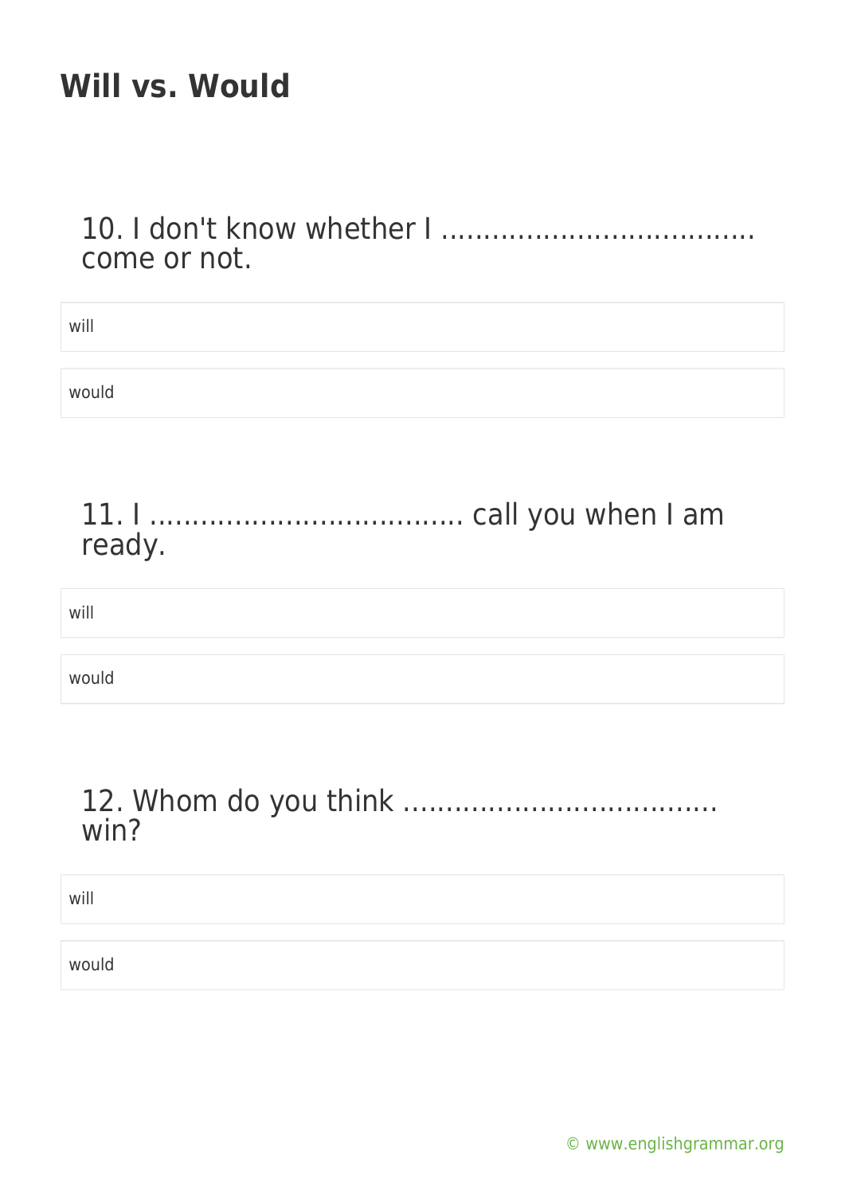# Will vs. Would

10. I don't know whether I .................................... come or not.

- will
- would

11. I .................................... call you when I am ready.

- will
- would

12. Whom do you think .................................... win?

- will
- would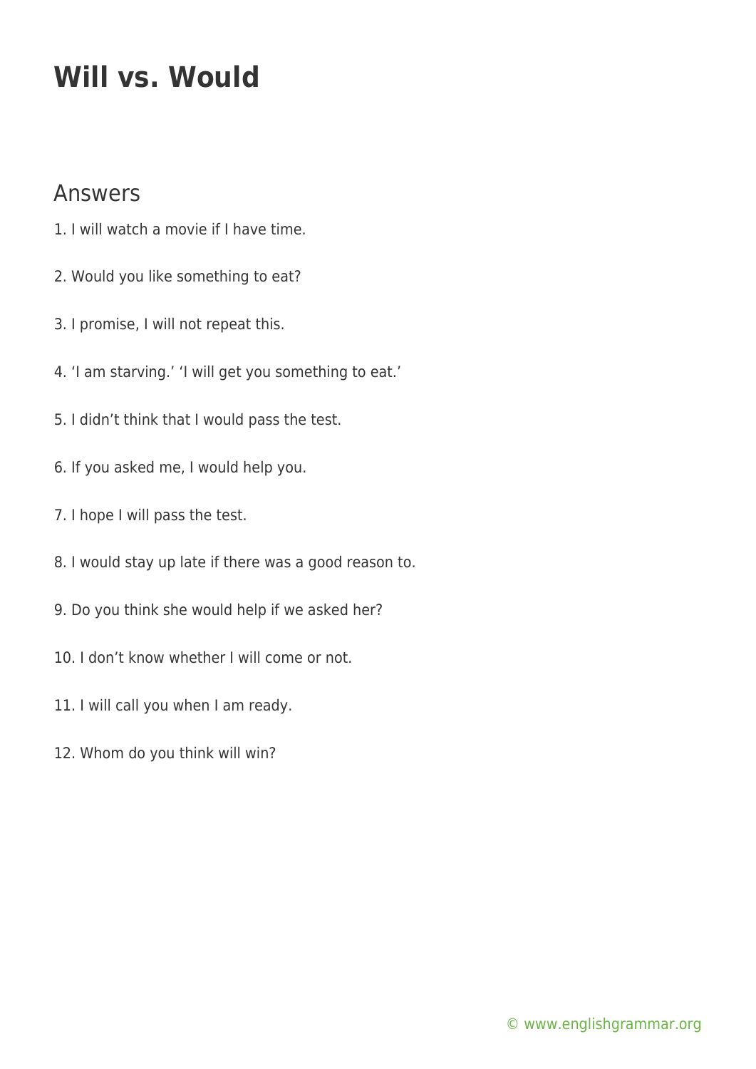# Will vs. Would

## Answers

1. I will watch a movie if I have time.

2. Would you like something to eat?

3. I promise, I will not repeat this.

4. 'I am starving.' 'I will get you something to eat.'

5. I didn't think that I would pass the test.

6. If you asked me, I would help you.

7. I hope I will pass the test.

8. I would stay up late if there was a good reason to.

9. Do you think she would help if we asked her?

10. I don't know whether I will come or not.

11. I will call you when I am ready.

12. Whom do you think will win?